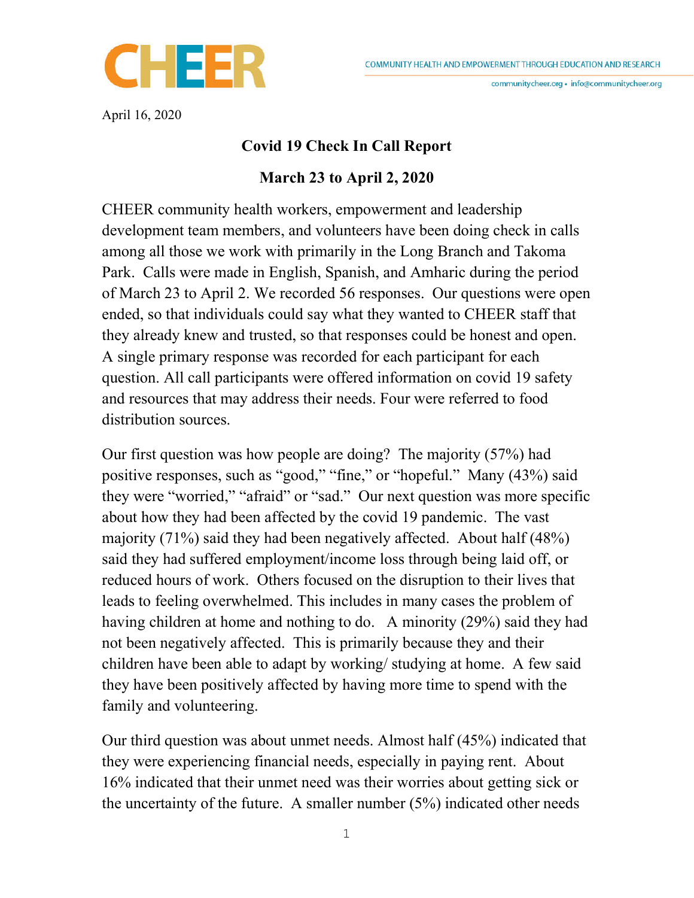CHEER

COMMUNITY HEALTH AND EMPOWERMENT THROUGH EDUCATION AND RESEARCH

communitycheer.org • info@communitycheer.org

April 16, 2020

## Covid 19 Check In Call Report

## March 23 to April 2, 2020

CHEER community health workers, empowerment and leadership development team members, and volunteers have been doing check in calls among all those we work with primarily in the Long Branch and Takoma Park. Calls were made in English, Spanish, and Amharic during the period of March 23 to April 2. We recorded 56 responses. Our questions were open ended, so that individuals could say what they wanted to CHEER staff that they already knew and trusted, so that responses could be honest and open. A single primary response was recorded for each participant for each question. All call participants were offered information on covid 19 safety and resources that may address their needs. Four were referred to food distribution sources.

Our first question was how people are doing? The majority (57%) had positive responses, such as "good," "fine," or "hopeful." Many (43%) said they were "worried," "afraid" or "sad." Our next question was more specific about how they had been affected by the covid 19 pandemic. The vast majority (71%) said they had been negatively affected. About half (48%) said they had suffered employment/income loss through being laid off, or reduced hours of work. Others focused on the disruption to their lives that leads to feeling overwhelmed. This includes in many cases the problem of having children at home and nothing to do. A minority (29%) said they had not been negatively affected. This is primarily because they and their children have been able to adapt by working/ studying at home. A few said they have been positively affected by having more time to spend with the family and volunteering.

Our third question was about unmet needs. Almost half (45%) indicated that they were experiencing financial needs, especially in paying rent. About 16% indicated that their unmet need was their worries about getting sick or the uncertainty of the future. A smaller number (5%) indicated other needs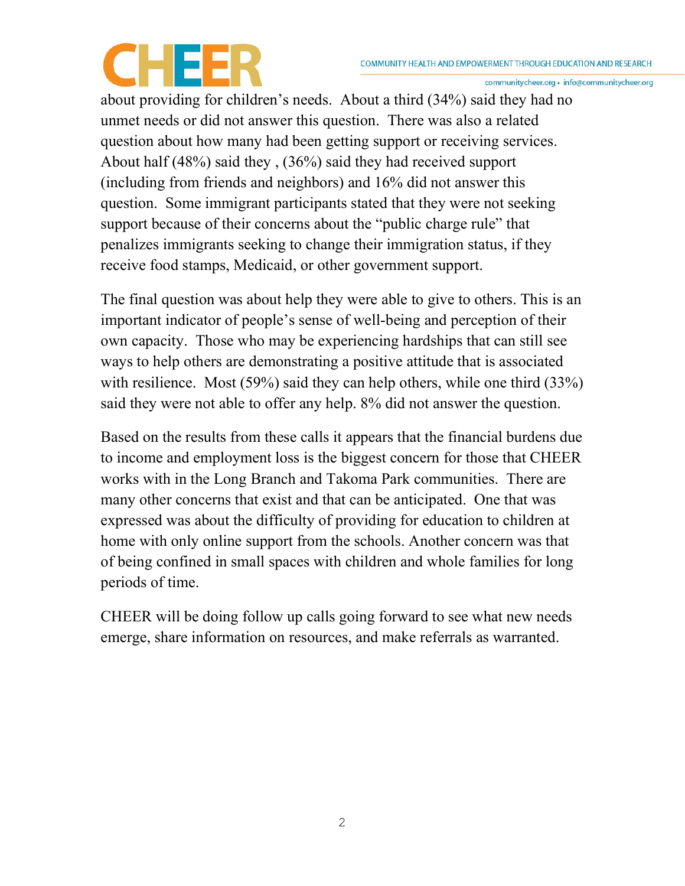about providing for children's needs. About a third (34%) said they had no unmet needs or did not answer this question. There was also a related question about how many had been getting support or receiving services. About half (48%) said they , (36%) said they had received support (including from friends and neighbors) and 16% did not answer this question. Some immigrant participants stated that they were not seeking support because of their concerns about the "public charge rule" that penalizes immigrants seeking to change their immigration status, if they receive food stamps, Medicaid, or other government support.

The final question was about help they were able to give to others. This is an important indicator of people's sense of well-being and perception of their own capacity. Those who may be experiencing hardships that can still see ways to help others are demonstrating a positive attitude that is associated with resilience. Most (59%) said they can help others, while one third (33%) said they were not able to offer any help. 8% did not answer the question.

Based on the results from these calls it appears that the financial burdens due to income and employment loss is the biggest concern for those that CHEER works with in the Long Branch and Takoma Park communities. There are many other concerns that exist and that can be anticipated. One that was expressed was about the difficulty of providing for education to children at home with only online support from the schools. Another concern was that of being confined in small spaces with children and whole families for long periods of time.

CHEER will be doing follow up calls going forward to see what new needs emerge, share information on resources, and make referrals as warranted.